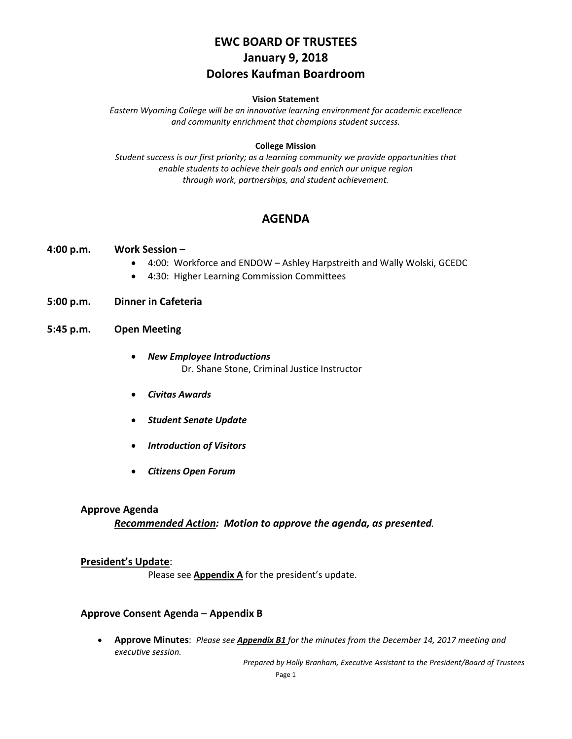# EWC BOARD OF TRUSTEES
# January 9, 2018
# Dolores Kaufman Boardroom

**Vision Statement**

*Eastern Wyoming College will be an innovative learning environment for academic excellence and community enrichment that champions student success.*

**College Mission**

*Student success is our first priority; as a learning community we provide opportunities that enable students to achieve their goals and enrich our unique region through work, partnerships, and student achievement.*

## AGENDA

**4:00 p.m.** **Work Session –**

- 4:00: Workforce and ENDOW – Ashley Harpstreith and Wally Wolski, GCEDC
- 4:30: Higher Learning Commission Committees

**5:00 p.m.** **Dinner in Cafeteria**

**5:45 p.m.** **Open Meeting**

- ***New Employee Introductions***
  Dr. Shane Stone, Criminal Justice Instructor
- ***Civitas Awards***
- ***Student Senate Update***
- ***Introduction of Visitors***
- ***Citizens Open Forum***

**Approve Agenda**

***Recommended Action:* Motion to approve the agenda, as presented.**

**President's Update**:

Please see **Appendix A** for the president's update.

**Approve Consent Agenda** – **Appendix B**

- **Approve Minutes**: *Please see **Appendix B1** for the minutes from the December 14, 2017 meeting and executive session.*

*Prepared by Holly Branham, Executive Assistant to the President/Board of Trustees*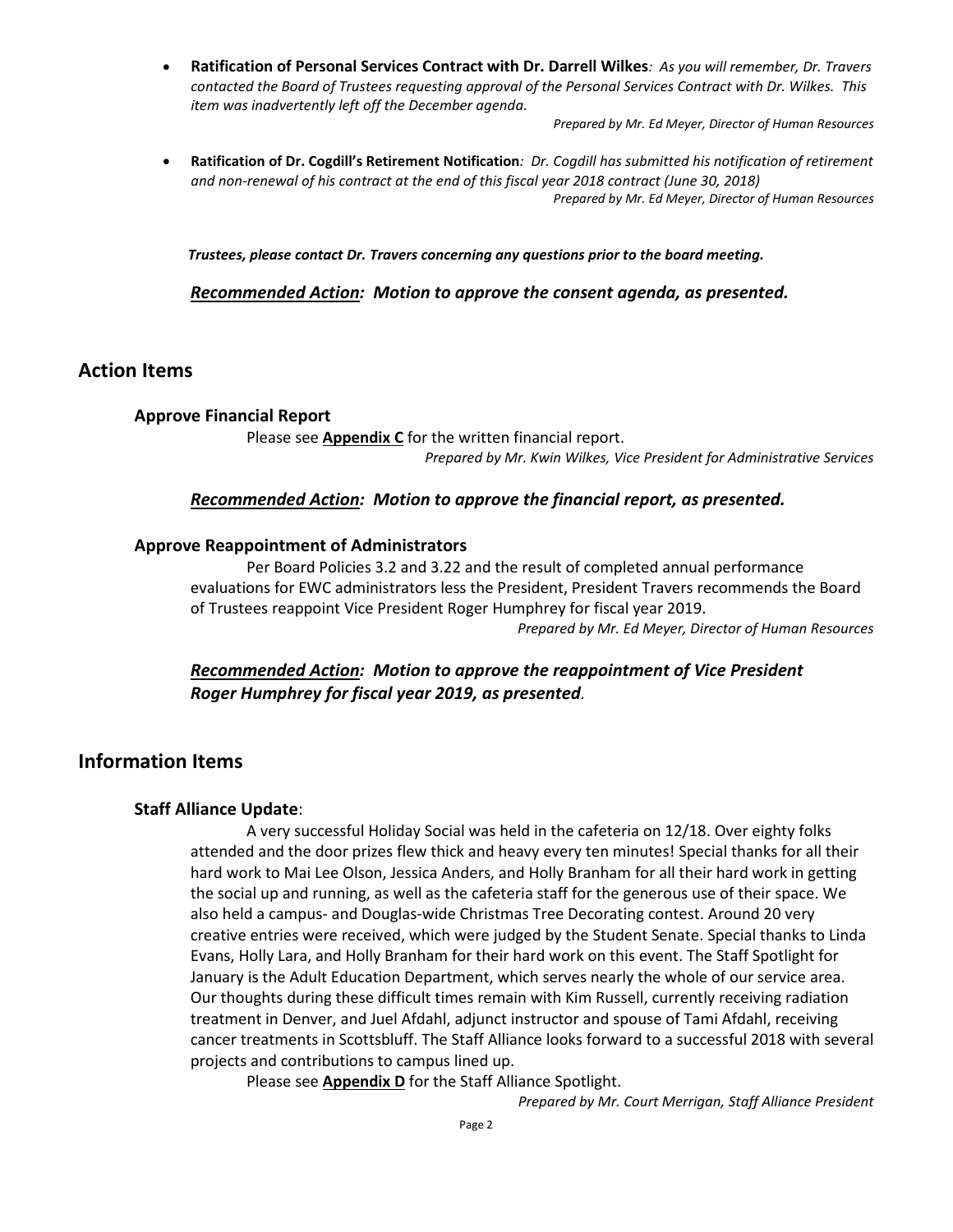- **Ratification of Personal Services Contract with Dr. Darrell Wilkes***: As you will remember, Dr. Travers contacted the Board of Trustees requesting approval of the Personal Services Contract with Dr. Wilkes. This item was inadvertently left off the December agenda.*

  *Prepared by Mr. Ed Meyer, Director of Human Resources*

- **Ratification of Dr. Cogdill's Retirement Notification***: Dr. Cogdill has submitted his notification of retirement and non-renewal of his contract at the end of this fiscal year 2018 contract (June 30, 2018)*

  *Prepared by Mr. Ed Meyer, Director of Human Resources*

***Trustees, please contact Dr. Travers concerning any questions prior to the board meeting.***

***Recommended Action**: Motion to approve the consent agenda, as presented.*

## Action Items

### Approve Financial Report

Please see **Appendix C** for the written financial report.

*Prepared by Mr. Kwin Wilkes, Vice President for Administrative Services*

***Recommended Action**: Motion to approve the financial report, as presented.*

### Approve Reappointment of Administrators

Per Board Policies 3.2 and 3.22 and the result of completed annual performance evaluations for EWC administrators less the President, President Travers recommends the Board of Trustees reappoint Vice President Roger Humphrey for fiscal year 2019.

*Prepared by Mr. Ed Meyer, Director of Human Resources*

***Recommended Action**: Motion to approve the reappointment of Vice President Roger Humphrey for fiscal year 2019, as presented.*

## Information Items

### Staff Alliance Update:

A very successful Holiday Social was held in the cafeteria on 12/18. Over eighty folks attended and the door prizes flew thick and heavy every ten minutes! Special thanks for all their hard work to Mai Lee Olson, Jessica Anders, and Holly Branham for all their hard work in getting the social up and running, as well as the cafeteria staff for the generous use of their space. We also held a campus- and Douglas-wide Christmas Tree Decorating contest. Around 20 very creative entries were received, which were judged by the Student Senate. Special thanks to Linda Evans, Holly Lara, and Holly Branham for their hard work on this event. The Staff Spotlight for January is the Adult Education Department, which serves nearly the whole of our service area. Our thoughts during these difficult times remain with Kim Russell, currently receiving radiation treatment in Denver, and Juel Afdahl, adjunct instructor and spouse of Tami Afdahl, receiving cancer treatments in Scottsbluff. The Staff Alliance looks forward to a successful 2018 with several projects and contributions to campus lined up.

Please see **Appendix D** for the Staff Alliance Spotlight.

*Prepared by Mr. Court Merrigan, Staff Alliance President*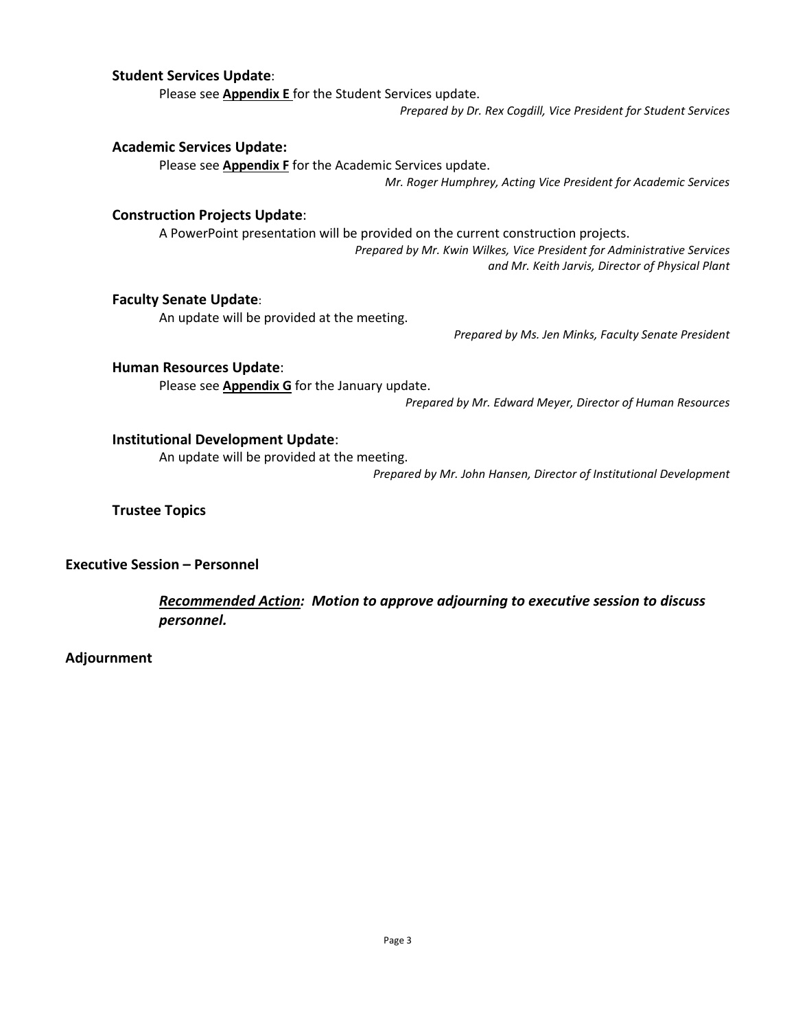**Student Services Update**:

Please see **Appendix E** for the Student Services update.

*Prepared by Dr. Rex Cogdill, Vice President for Student Services*

**Academic Services Update:**

Please see **Appendix F** for the Academic Services update.

*Mr. Roger Humphrey, Acting Vice President for Academic Services*

**Construction Projects Update**:

A PowerPoint presentation will be provided on the current construction projects.

*Prepared by Mr. Kwin Wilkes, Vice President for Administrative Services and Mr. Keith Jarvis, Director of Physical Plant*

**Faculty Senate Update**:

An update will be provided at the meeting.

*Prepared by Ms. Jen Minks, Faculty Senate President*

**Human Resources Update**:

Please see **Appendix G** for the January update.

*Prepared by Mr. Edward Meyer, Director of Human Resources*

**Institutional Development Update**:

An update will be provided at the meeting.

*Prepared by Mr. John Hansen, Director of Institutional Development*

**Trustee Topics**

**Executive Session – Personnel**

***Recommended Action:* *Motion to approve adjourning to executive session to discuss personnel.***

**Adjournment**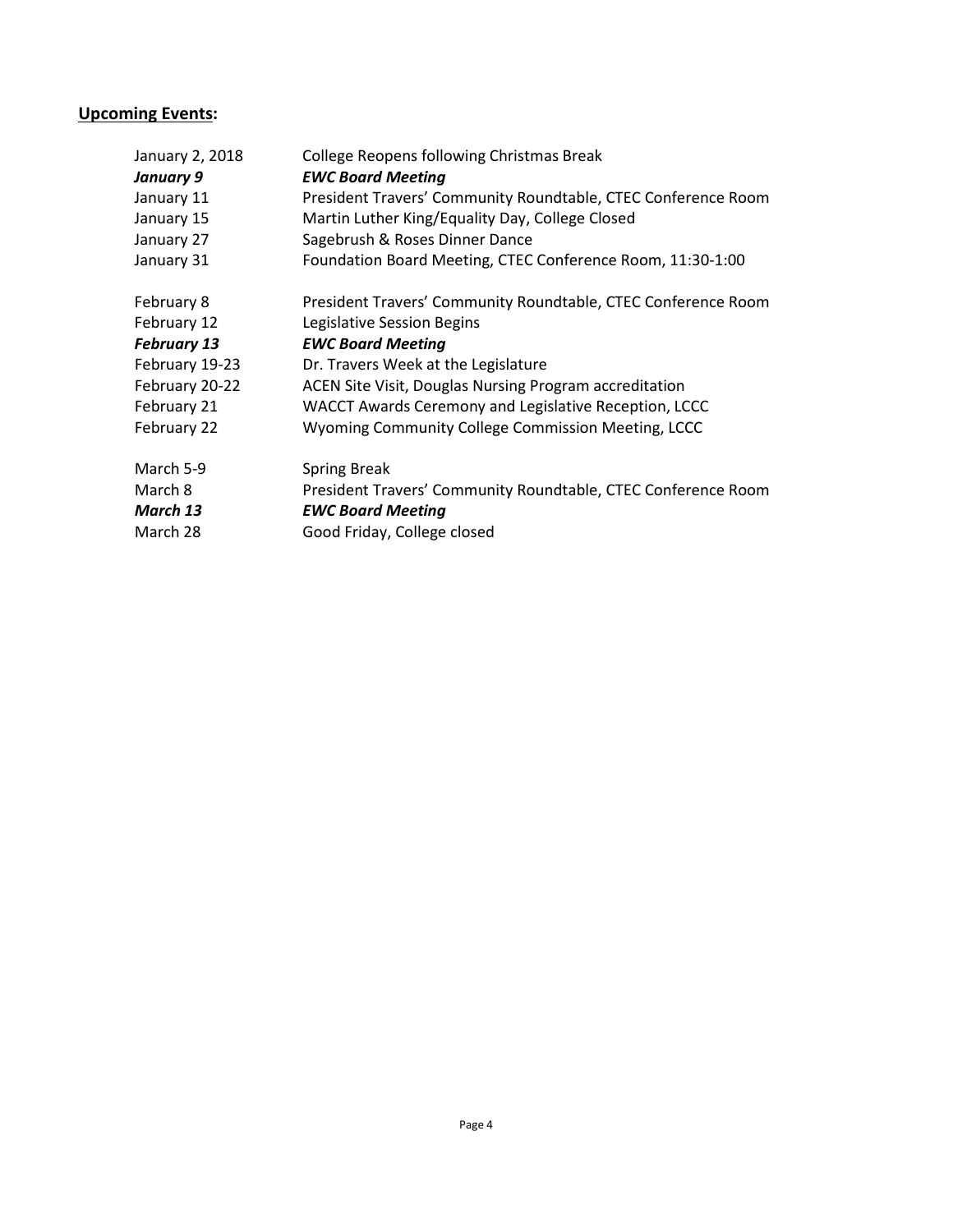**Upcoming Events:**

| | |
|---|---|
| January 2, 2018 | College Reopens following Christmas Break |
| ***January 9*** | ***EWC Board Meeting*** |
| January 11 | President Travers' Community Roundtable, CTEC Conference Room |
| January 15 | Martin Luther King/Equality Day, College Closed |
| January 27 | Sagebrush & Roses Dinner Dance |
| January 31 | Foundation Board Meeting, CTEC Conference Room, 11:30-1:00 |
| | |
| February 8 | President Travers' Community Roundtable, CTEC Conference Room |
| February 12 | Legislative Session Begins |
| ***February 13*** | ***EWC Board Meeting*** |
| February 19-23 | Dr. Travers Week at the Legislature |
| February 20-22 | ACEN Site Visit, Douglas Nursing Program accreditation |
| February 21 | WACCT Awards Ceremony and Legislative Reception, LCCC |
| February 22 | Wyoming Community College Commission Meeting, LCCC |
| | |
| March 5-9 | Spring Break |
| March 8 | President Travers' Community Roundtable, CTEC Conference Room |
| ***March 13*** | ***EWC Board Meeting*** |
| March 28 | Good Friday, College closed |